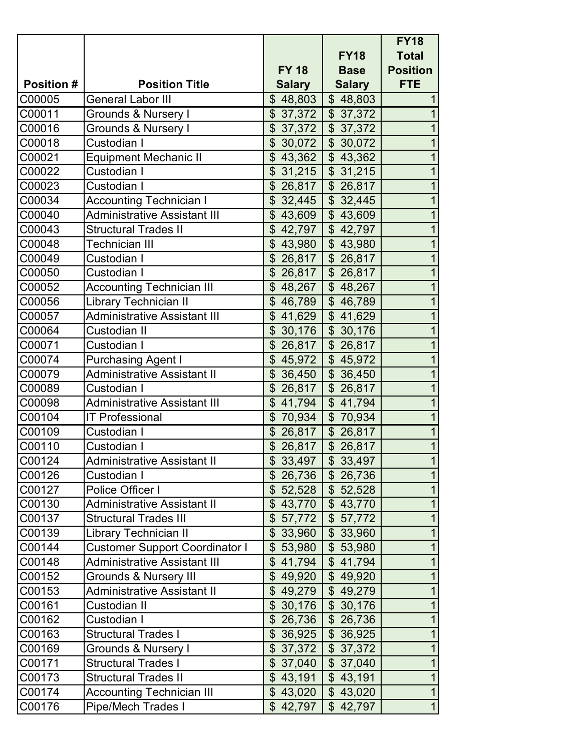| Position # | Position Title | FY 18 Salary | FY18 Base Salary | FY18 Total Position FTE |
|---|---|---|---|---|
| C00005 | General Labor III | $ 48,803 | $ 48,803 | 1 |
| C00011 | Grounds & Nursery I | $ 37,372 | $ 37,372 | 1 |
| C00016 | Grounds & Nursery I | $ 37,372 | $ 37,372 | 1 |
| C00018 | Custodian I | $ 30,072 | $ 30,072 | 1 |
| C00021 | Equipment Mechanic II | $ 43,362 | $ 43,362 | 1 |
| C00022 | Custodian I | $ 31,215 | $ 31,215 | 1 |
| C00023 | Custodian I | $ 26,817 | $ 26,817 | 1 |
| C00034 | Accounting Technician I | $ 32,445 | $ 32,445 | 1 |
| C00040 | Administrative Assistant III | $ 43,609 | $ 43,609 | 1 |
| C00043 | Structural Trades II | $ 42,797 | $ 42,797 | 1 |
| C00048 | Technician III | $ 43,980 | $ 43,980 | 1 |
| C00049 | Custodian I | $ 26,817 | $ 26,817 | 1 |
| C00050 | Custodian I | $ 26,817 | $ 26,817 | 1 |
| C00052 | Accounting Technician III | $ 48,267 | $ 48,267 | 1 |
| C00056 | Library Technician II | $ 46,789 | $ 46,789 | 1 |
| C00057 | Administrative Assistant III | $ 41,629 | $ 41,629 | 1 |
| C00064 | Custodian II | $ 30,176 | $ 30,176 | 1 |
| C00071 | Custodian I | $ 26,817 | $ 26,817 | 1 |
| C00074 | Purchasing Agent I | $ 45,972 | $ 45,972 | 1 |
| C00079 | Administrative Assistant II | $ 36,450 | $ 36,450 | 1 |
| C00089 | Custodian I | $ 26,817 | $ 26,817 | 1 |
| C00098 | Administrative Assistant III | $ 41,794 | $ 41,794 | 1 |
| C00104 | IT Professional | $ 70,934 | $ 70,934 | 1 |
| C00109 | Custodian I | $ 26,817 | $ 26,817 | 1 |
| C00110 | Custodian I | $ 26,817 | $ 26,817 | 1 |
| C00124 | Administrative Assistant II | $ 33,497 | $ 33,497 | 1 |
| C00126 | Custodian I | $ 26,736 | $ 26,736 | 1 |
| C00127 | Police Officer I | $ 52,528 | $ 52,528 | 1 |
| C00130 | Administrative Assistant II | $ 43,770 | $ 43,770 | 1 |
| C00137 | Structural Trades III | $ 57,772 | $ 57,772 | 1 |
| C00139 | Library Technician II | $ 33,960 | $ 33,960 | 1 |
| C00144 | Customer Support Coordinator I | $ 53,980 | $ 53,980 | 1 |
| C00148 | Administrative Assistant III | $ 41,794 | $ 41,794 | 1 |
| C00152 | Grounds & Nursery III | $ 49,920 | $ 49,920 | 1 |
| C00153 | Administrative Assistant II | $ 49,279 | $ 49,279 | 1 |
| C00161 | Custodian II | $ 30,176 | $ 30,176 | 1 |
| C00162 | Custodian I | $ 26,736 | $ 26,736 | 1 |
| C00163 | Structural Trades I | $ 36,925 | $ 36,925 | 1 |
| C00169 | Grounds & Nursery I | $ 37,372 | $ 37,372 | 1 |
| C00171 | Structural Trades I | $ 37,040 | $ 37,040 | 1 |
| C00173 | Structural Trades II | $ 43,191 | $ 43,191 | 1 |
| C00174 | Accounting Technician III | $ 43,020 | $ 43,020 | 1 |
| C00176 | Pipe/Mech Trades I | $ 42,797 | $ 42,797 | 1 |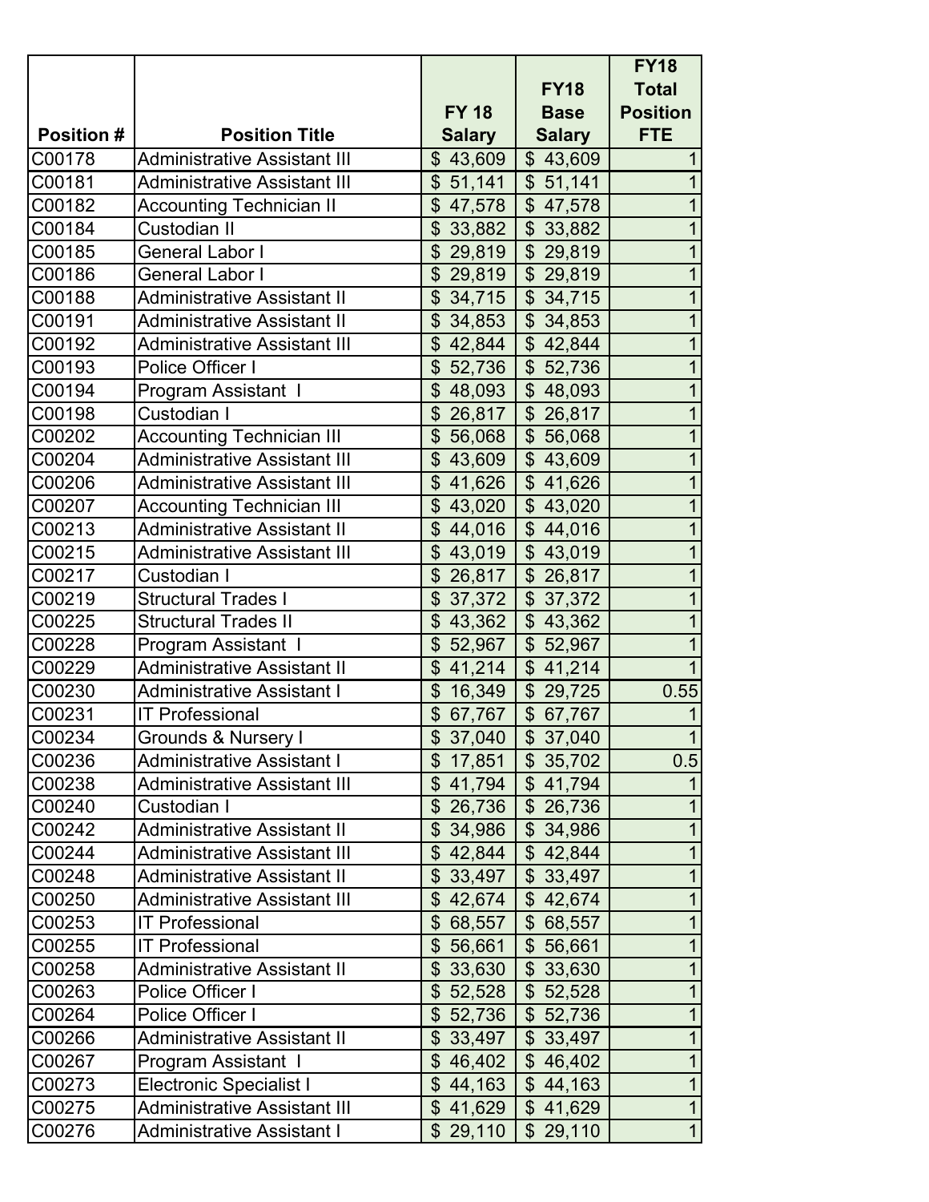| Position # | Position Title | FY 18 Salary | FY18 Base Salary | FY18 Total Position FTE |
|---|---|---|---|---|
| C00178 | Administrative Assistant III | $ 43,609 | $ 43,609 | 1 |
| C00181 | Administrative Assistant III | $ 51,141 | $ 51,141 | 1 |
| C00182 | Accounting Technician II | $ 47,578 | $ 47,578 | 1 |
| C00184 | Custodian II | $ 33,882 | $ 33,882 | 1 |
| C00185 | General Labor I | $ 29,819 | $ 29,819 | 1 |
| C00186 | General Labor I | $ 29,819 | $ 29,819 | 1 |
| C00188 | Administrative Assistant II | $ 34,715 | $ 34,715 | 1 |
| C00191 | Administrative Assistant II | $ 34,853 | $ 34,853 | 1 |
| C00192 | Administrative Assistant III | $ 42,844 | $ 42,844 | 1 |
| C00193 | Police Officer I | $ 52,736 | $ 52,736 | 1 |
| C00194 | Program Assistant I | $ 48,093 | $ 48,093 | 1 |
| C00198 | Custodian I | $ 26,817 | $ 26,817 | 1 |
| C00202 | Accounting Technician III | $ 56,068 | $ 56,068 | 1 |
| C00204 | Administrative Assistant III | $ 43,609 | $ 43,609 | 1 |
| C00206 | Administrative Assistant III | $ 41,626 | $ 41,626 | 1 |
| C00207 | Accounting Technician III | $ 43,020 | $ 43,020 | 1 |
| C00213 | Administrative Assistant II | $ 44,016 | $ 44,016 | 1 |
| C00215 | Administrative Assistant III | $ 43,019 | $ 43,019 | 1 |
| C00217 | Custodian I | $ 26,817 | $ 26,817 | 1 |
| C00219 | Structural Trades I | $ 37,372 | $ 37,372 | 1 |
| C00225 | Structural Trades II | $ 43,362 | $ 43,362 | 1 |
| C00228 | Program Assistant I | $ 52,967 | $ 52,967 | 1 |
| C00229 | Administrative Assistant II | $ 41,214 | $ 41,214 | 1 |
| C00230 | Administrative Assistant I | $ 16,349 | $ 29,725 | 0.55 |
| C00231 | IT Professional | $ 67,767 | $ 67,767 | 1 |
| C00234 | Grounds & Nursery I | $ 37,040 | $ 37,040 | 1 |
| C00236 | Administrative Assistant I | $ 17,851 | $ 35,702 | 0.5 |
| C00238 | Administrative Assistant III | $ 41,794 | $ 41,794 | 1 |
| C00240 | Custodian I | $ 26,736 | $ 26,736 | 1 |
| C00242 | Administrative Assistant II | $ 34,986 | $ 34,986 | 1 |
| C00244 | Administrative Assistant III | $ 42,844 | $ 42,844 | 1 |
| C00248 | Administrative Assistant II | $ 33,497 | $ 33,497 | 1 |
| C00250 | Administrative Assistant III | $ 42,674 | $ 42,674 | 1 |
| C00253 | IT Professional | $ 68,557 | $ 68,557 | 1 |
| C00255 | IT Professional | $ 56,661 | $ 56,661 | 1 |
| C00258 | Administrative Assistant II | $ 33,630 | $ 33,630 | 1 |
| C00263 | Police Officer I | $ 52,528 | $ 52,528 | 1 |
| C00264 | Police Officer I | $ 52,736 | $ 52,736 | 1 |
| C00266 | Administrative Assistant II | $ 33,497 | $ 33,497 | 1 |
| C00267 | Program Assistant I | $ 46,402 | $ 46,402 | 1 |
| C00273 | Electronic Specialist I | $ 44,163 | $ 44,163 | 1 |
| C00275 | Administrative Assistant III | $ 41,629 | $ 41,629 | 1 |
| C00276 | Administrative Assistant I | $ 29,110 | $ 29,110 | 1 |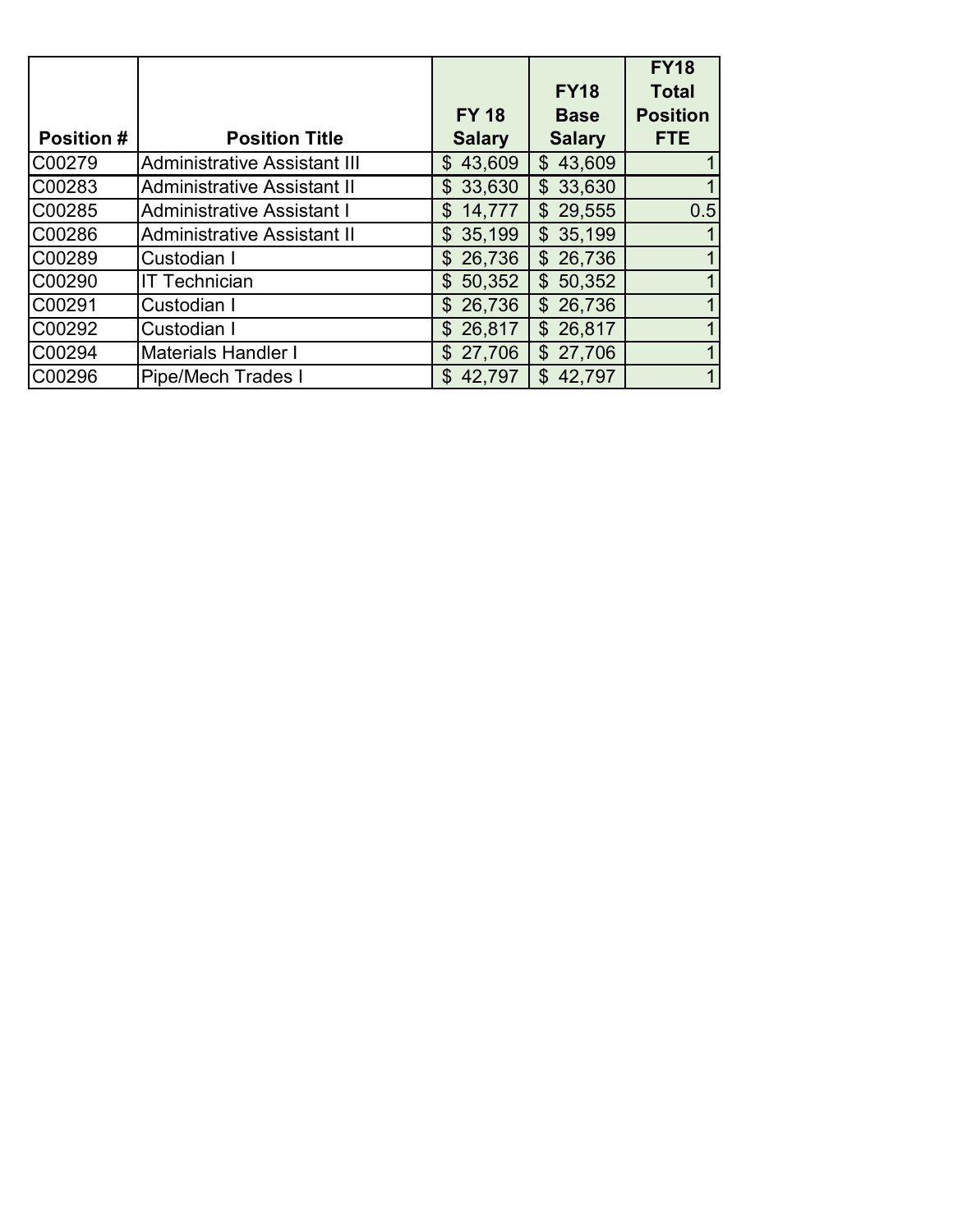| Position # | Position Title | FY 18 Salary | FY18 Base Salary | FY18 Total Position FTE |
|---|---|---|---|---|
| C00279 | Administrative Assistant III | $ 43,609 | $ 43,609 | 1 |
| C00283 | Administrative Assistant II | $ 33,630 | $ 33,630 | 1 |
| C00285 | Administrative Assistant I | $ 14,777 | $ 29,555 | 0.5 |
| C00286 | Administrative Assistant II | $ 35,199 | $ 35,199 | 1 |
| C00289 | Custodian I | $ 26,736 | $ 26,736 | 1 |
| C00290 | IT Technician | $ 50,352 | $ 50,352 | 1 |
| C00291 | Custodian I | $ 26,736 | $ 26,736 | 1 |
| C00292 | Custodian I | $ 26,817 | $ 26,817 | 1 |
| C00294 | Materials Handler I | $ 27,706 | $ 27,706 | 1 |
| C00296 | Pipe/Mech Trades I | $ 42,797 | $ 42,797 | 1 |